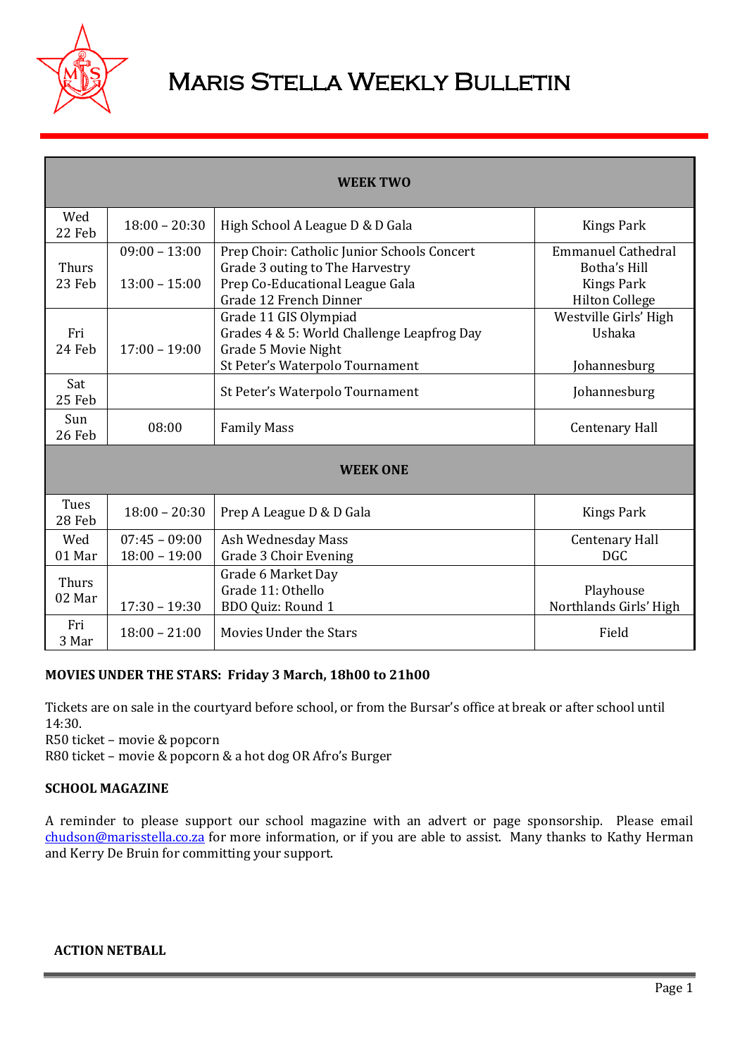# Maris Stella Weekly Bulletin

| WEEK TWO | | | |
|---|---|---|---|
| Wed 22 Feb | 18:00 – 20:30 | High School A League D & D Gala | Kings Park |
| Thurs 23 Feb | 09:00 – 13:00<br><br>13:00 – 15:00 | Prep Choir: Catholic Junior Schools Concert<br>Grade 3 outing to The Harvestry<br>Prep Co-Educational League Gala<br>Grade 12 French Dinner | Emmanuel Cathedral<br>Botha's Hill<br>Kings Park<br>Hilton College |
| Fri 24 Feb | 17:00 – 19:00 | Grade 11 GIS Olympiad<br>Grades 4 & 5: World Challenge Leapfrog Day<br>Grade 5 Movie Night<br>St Peter's Waterpolo Tournament | Westville Girls' High<br>Ushaka<br><br>Johannesburg |
| Sat 25 Feb | | St Peter's Waterpolo Tournament | Johannesburg |
| Sun 26 Feb | 08:00 | Family Mass | Centenary Hall |
| **WEEK ONE** | | | |
| Tues 28 Feb | 18:00 – 20:30 | Prep A League D & D Gala | Kings Park |
| Wed 01 Mar | 07:45 – 09:00<br>18:00 – 19:00 | Ash Wednesday Mass<br>Grade 3 Choir Evening | Centenary Hall<br>DGC |
| Thurs 02 Mar | <br><br>17:30 – 19:30 | Grade 6 Market Day<br>Grade 11: Othello<br>BDO Quiz: Round 1 | <br>Playhouse<br>Northlands Girls' High |
| Fri 3 Mar | 18:00 – 21:00 | Movies Under the Stars | Field |

**MOVIES UNDER THE STARS: Friday 3 March, 18h00 to 21h00**

Tickets are on sale in the courtyard before school, or from the Bursar's office at break or after school until 14:30.
R50 ticket – movie & popcorn
R80 ticket – movie & popcorn & a hot dog OR Afro's Burger

**SCHOOL MAGAZINE**

A reminder to please support our school magazine with an advert or page sponsorship. Please email chudson@marisstella.co.za for more information, or if you are able to assist. Many thanks to Kathy Herman and Kerry De Bruin for committing your support.

**ACTION NETBALL**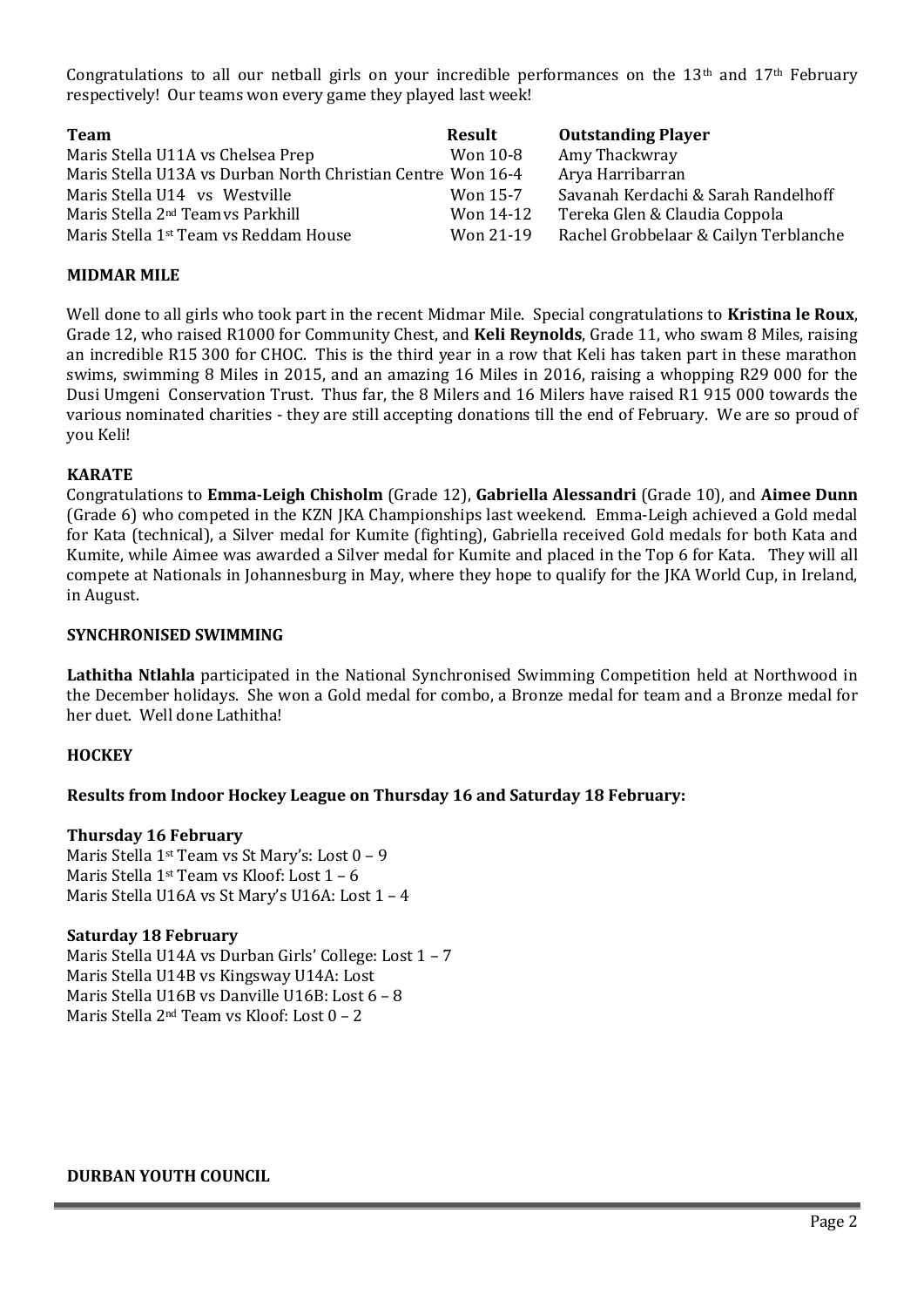Congratulations to all our netball girls on your incredible performances on the 13th and 17th February respectively! Our teams won every game they played last week!

| Team | Result | Outstanding Player |
|---|---|---|
| Maris Stella U11A vs Chelsea Prep | Won 10-8 | Amy Thackwray |
| Maris Stella U13A vs Durban North Christian Centre | Won 16-4 | Arya Harribarran |
| Maris Stella U14 vs Westville | Won 15-7 | Savanah Kerdachi & Sarah Randelhoff |
| Maris Stella 2nd Team vs Parkhill | Won 14-12 | Tereka Glen & Claudia Coppola |
| Maris Stella 1st Team vs Reddam House | Won 21-19 | Rachel Grobbelaar & Cailyn Terblanche |

**MIDMAR MILE**

Well done to all girls who took part in the recent Midmar Mile. Special congratulations to **Kristina le Roux**, Grade 12, who raised R1000 for Community Chest, and **Keli Reynolds**, Grade 11, who swam 8 Miles, raising an incredible R15 300 for CHOC. This is the third year in a row that Keli has taken part in these marathon swims, swimming 8 Miles in 2015, and an amazing 16 Miles in 2016, raising a whopping R29 000 for the Dusi Umgeni Conservation Trust. Thus far, the 8 Milers and 16 Milers have raised R1 915 000 towards the various nominated charities - they are still accepting donations till the end of February. We are so proud of you Keli!

**KARATE**

Congratulations to **Emma-Leigh Chisholm** (Grade 12), **Gabriella Alessandri** (Grade 10), and **Aimee Dunn** (Grade 6) who competed in the KZN JKA Championships last weekend. Emma-Leigh achieved a Gold medal for Kata (technical), a Silver medal for Kumite (fighting), Gabriella received Gold medals for both Kata and Kumite, while Aimee was awarded a Silver medal for Kumite and placed in the Top 6 for Kata. They will all compete at Nationals in Johannesburg in May, where they hope to qualify for the JKA World Cup, in Ireland, in August.

**SYNCHRONISED SWIMMING**

**Lathitha Ntlahla** participated in the National Synchronised Swimming Competition held at Northwood in the December holidays. She won a Gold medal for combo, a Bronze medal for team and a Bronze medal for her duet. Well done Lathitha!

**HOCKEY**

**Results from Indoor Hockey League on Thursday 16 and Saturday 18 February:**

**Thursday 16 February**

Maris Stella 1st Team vs St Mary's: Lost 0 – 9
Maris Stella 1st Team vs Kloof: Lost 1 – 6
Maris Stella U16A vs St Mary's U16A: Lost 1 – 4

**Saturday 18 February**

Maris Stella U14A vs Durban Girls' College: Lost 1 – 7
Maris Stella U14B vs Kingsway U14A: Lost
Maris Stella U16B vs Danville U16B: Lost 6 – 8
Maris Stella 2nd Team vs Kloof: Lost 0 – 2

**DURBAN YOUTH COUNCIL**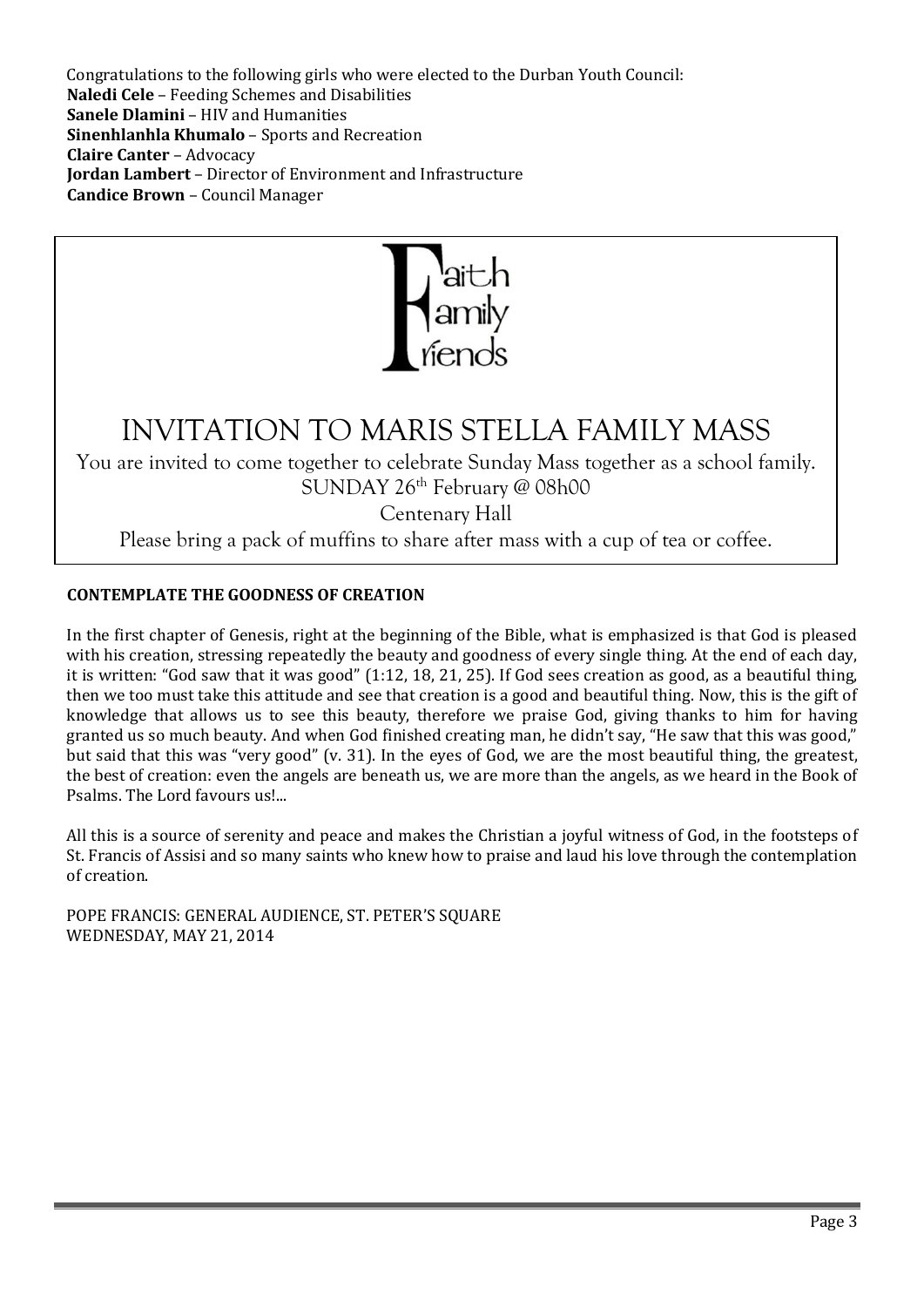Congratulations to the following girls who were elected to the Durban Youth Council:
**Naledi Cele** – Feeding Schemes and Disabilities
**Sanele Dlamini** – HIV and Humanities
**Sinenhlanhla Khumalo** – Sports and Recreation
**Claire Canter** – Advocacy
**Jordan Lambert** – Director of Environment and Infrastructure
**Candice Brown** – Council Manager

Faith
Family
Friends

# INVITATION TO MARIS STELLA FAMILY MASS

You are invited to come together to celebrate Sunday Mass together as a school family.

SUNDAY 26th February @ 08h00

Centenary Hall

Please bring a pack of muffins to share after mass with a cup of tea or coffee.

**CONTEMPLATE THE GOODNESS OF CREATION**

In the first chapter of Genesis, right at the beginning of the Bible, what is emphasized is that God is pleased with his creation, stressing repeatedly the beauty and goodness of every single thing. At the end of each day, it is written: "God saw that it was good" (1:12, 18, 21, 25). If God sees creation as good, as a beautiful thing, then we too must take this attitude and see that creation is a good and beautiful thing. Now, this is the gift of knowledge that allows us to see this beauty, therefore we praise God, giving thanks to him for having granted us so much beauty. And when God finished creating man, he didn't say, "He saw that this was good," but said that this was "very good" (v. 31). In the eyes of God, we are the most beautiful thing, the greatest, the best of creation: even the angels are beneath us, we are more than the angels, as we heard in the Book of Psalms. The Lord favours us!...

All this is a source of serenity and peace and makes the Christian a joyful witness of God, in the footsteps of St. Francis of Assisi and so many saints who knew how to praise and laud his love through the contemplation of creation.

POPE FRANCIS: GENERAL AUDIENCE, ST. PETER'S SQUARE
WEDNESDAY, MAY 21, 2014